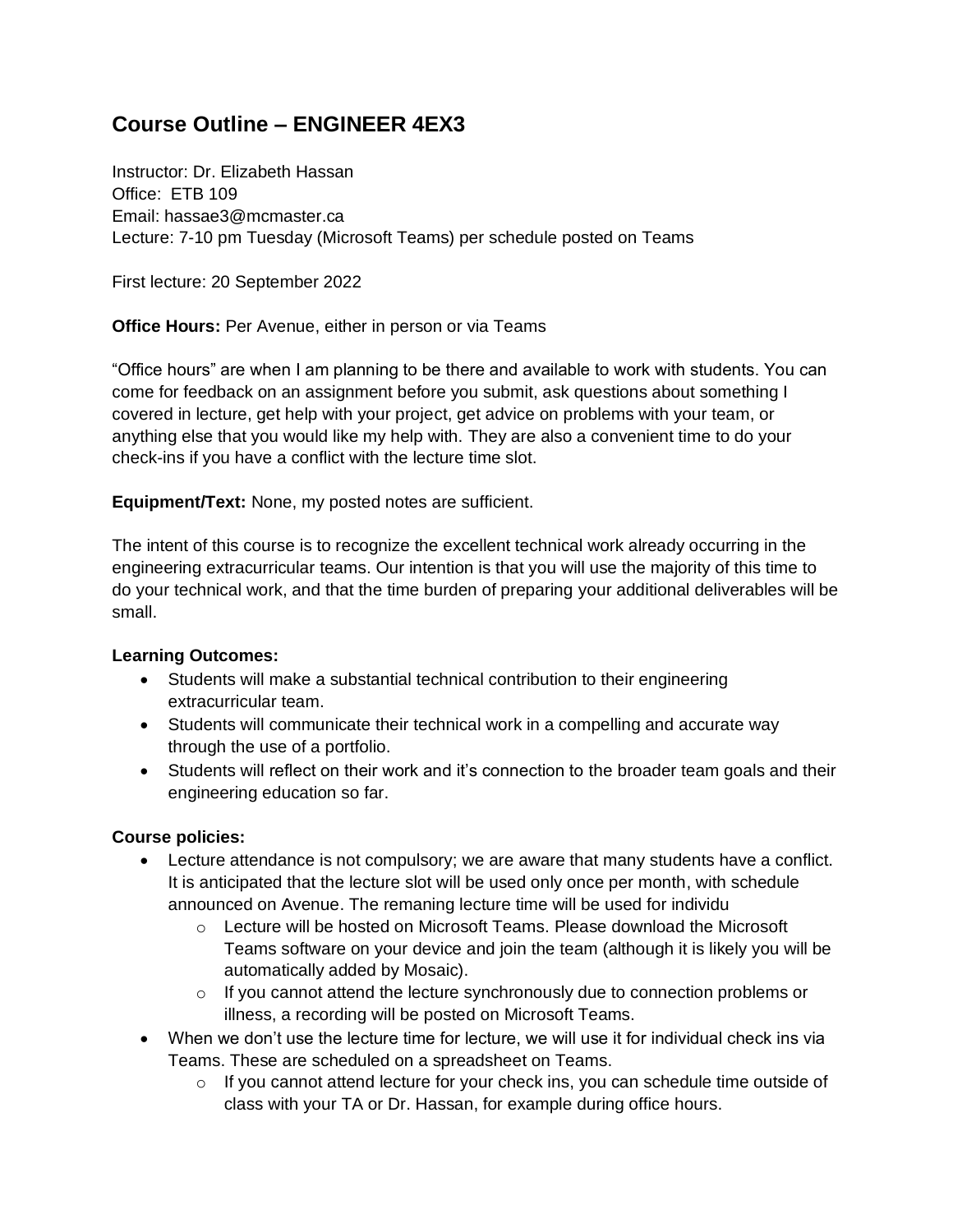# Course Outline – ENGINEER 4EX3

Instructor: Dr. Elizabeth Hassan
Office: ETB 109
Email: hassae3@mcmaster.ca
Lecture: 7-10 pm Tuesday (Microsoft Teams) per schedule posted on Teams

First lecture: 20 September 2022

**Office Hours:** Per Avenue, either in person or via Teams

"Office hours" are when I am planning to be there and available to work with students. You can come for feedback on an assignment before you submit, ask questions about something I covered in lecture, get help with your project, get advice on problems with your team, or anything else that you would like my help with. They are also a convenient time to do your check-ins if you have a conflict with the lecture time slot.

**Equipment/Text:** None, my posted notes are sufficient.

The intent of this course is to recognize the excellent technical work already occurring in the engineering extracurricular teams. Our intention is that you will use the majority of this time to do your technical work, and that the time burden of preparing your additional deliverables will be small.

**Learning Outcomes:**

- Students will make a substantial technical contribution to their engineering extracurricular team.
- Students will communicate their technical work in a compelling and accurate way through the use of a portfolio.
- Students will reflect on their work and it's connection to the broader team goals and their engineering education so far.

**Course policies:**

- Lecture attendance is not compulsory; we are aware that many students have a conflict. It is anticipated that the lecture slot will be used only once per month, with schedule announced on Avenue. The remaning lecture time will be used for individu
  - Lecture will be hosted on Microsoft Teams. Please download the Microsoft Teams software on your device and join the team (although it is likely you will be automatically added by Mosaic).
  - If you cannot attend the lecture synchronously due to connection problems or illness, a recording will be posted on Microsoft Teams.
- When we don't use the lecture time for lecture, we will use it for individual check ins via Teams. These are scheduled on a spreadsheet on Teams.
  - If you cannot attend lecture for your check ins, you can schedule time outside of class with your TA or Dr. Hassan, for example during office hours.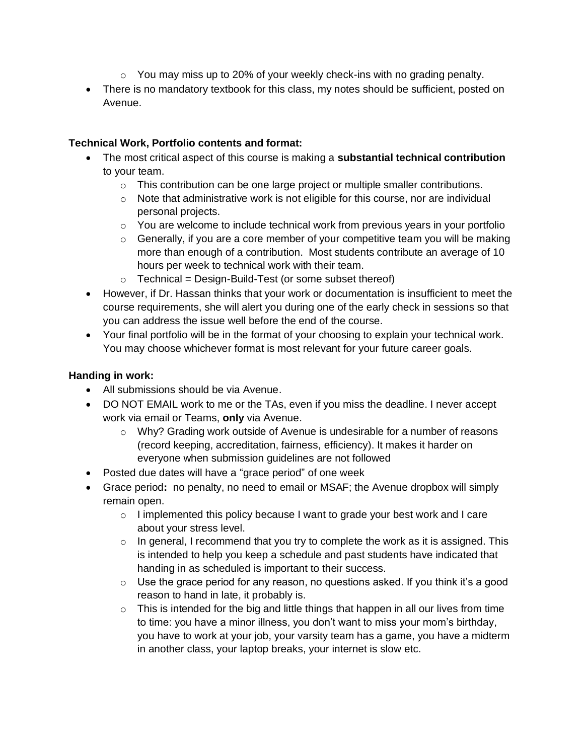- You may miss up to 20% of your weekly check-ins with no grading penalty.
- There is no mandatory textbook for this class, my notes should be sufficient, posted on Avenue.

**Technical Work, Portfolio contents and format:**

- The most critical aspect of this course is making a **substantial technical contribution** to your team.
   - This contribution can be one large project or multiple smaller contributions.
   - Note that administrative work is not eligible for this course, nor are individual personal projects.
   - You are welcome to include technical work from previous years in your portfolio
   - Generally, if you are a core member of your competitive team you will be making more than enough of a contribution. Most students contribute an average of 10 hours per week to technical work with their team.
   - Technical = Design-Build-Test (or some subset thereof)
- However, if Dr. Hassan thinks that your work or documentation is insufficient to meet the course requirements, she will alert you during one of the early check in sessions so that you can address the issue well before the end of the course.
- Your final portfolio will be in the format of your choosing to explain your technical work. You may choose whichever format is most relevant for your future career goals.

**Handing in work:**

- All submissions should be via Avenue.
- DO NOT EMAIL work to me or the TAs, even if you miss the deadline. I never accept work via email or Teams, **only** via Avenue.
   - Why? Grading work outside of Avenue is undesirable for a number of reasons (record keeping, accreditation, fairness, efficiency). It makes it harder on everyone when submission guidelines are not followed
- Posted due dates will have a “grace period” of one week
- Grace period**:** no penalty, no need to email or MSAF; the Avenue dropbox will simply remain open.
   - I implemented this policy because I want to grade your best work and I care about your stress level.
   - In general, I recommend that you try to complete the work as it is assigned. This is intended to help you keep a schedule and past students have indicated that handing in as scheduled is important to their success.
   - Use the grace period for any reason, no questions asked. If you think it’s a good reason to hand in late, it probably is.
   - This is intended for the big and little things that happen in all our lives from time to time: you have a minor illness, you don’t want to miss your mom’s birthday, you have to work at your job, your varsity team has a game, you have a midterm in another class, your laptop breaks, your internet is slow etc.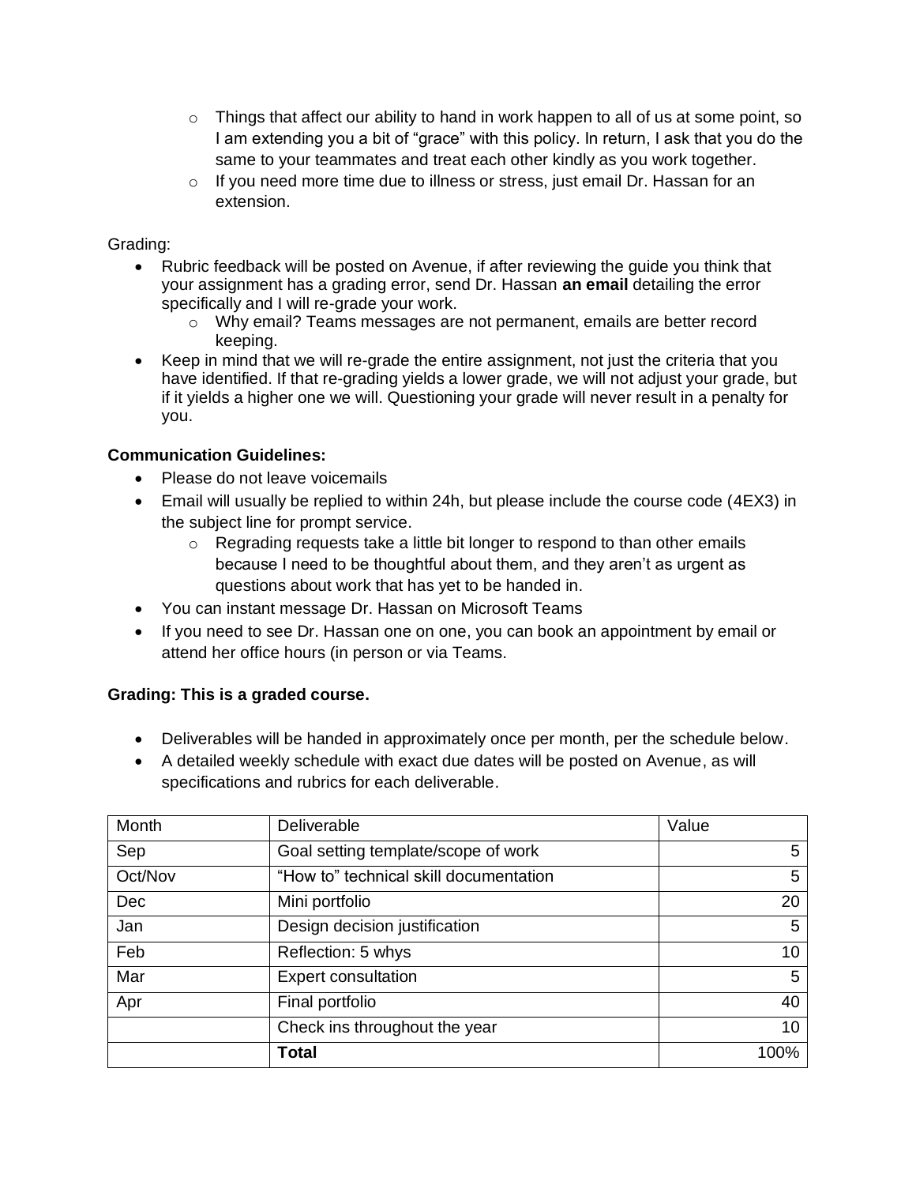- Things that affect our ability to hand in work happen to all of us at some point, so I am extending you a bit of "grace" with this policy. In return, I ask that you do the same to your teammates and treat each other kindly as you work together.
  - If you need more time due to illness or stress, just email Dr. Hassan for an extension.

Grading:

- Rubric feedback will be posted on Avenue, if after reviewing the guide you think that your assignment has a grading error, send Dr. Hassan **an email** detailing the error specifically and I will re-grade your work.
  - Why email? Teams messages are not permanent, emails are better record keeping.
- Keep in mind that we will re-grade the entire assignment, not just the criteria that you have identified. If that re-grading yields a lower grade, we will not adjust your grade, but if it yields a higher one we will. Questioning your grade will never result in a penalty for you.

**Communication Guidelines:**

- Please do not leave voicemails
- Email will usually be replied to within 24h, but please include the course code (4EX3) in the subject line for prompt service.
  - Regrading requests take a little bit longer to respond to than other emails because I need to be thoughtful about them, and they aren't as urgent as questions about work that has yet to be handed in.
- You can instant message Dr. Hassan on Microsoft Teams
- If you need to see Dr. Hassan one on one, you can book an appointment by email or attend her office hours (in person or via Teams.

**Grading: This is a graded course.**

- Deliverables will be handed in approximately once per month, per the schedule below.
- A detailed weekly schedule with exact due dates will be posted on Avenue, as will specifications and rubrics for each deliverable.

| Month | Deliverable | Value |
|---|---|---|
| Sep | Goal setting template/scope of work | 5 |
| Oct/Nov | "How to" technical skill documentation | 5 |
| Dec | Mini portfolio | 20 |
| Jan | Design decision justification | 5 |
| Feb | Reflection: 5 whys | 10 |
| Mar | Expert consultation | 5 |
| Apr | Final portfolio | 40 |
| | Check ins throughout the year | 10 |
| | **Total** | 100% |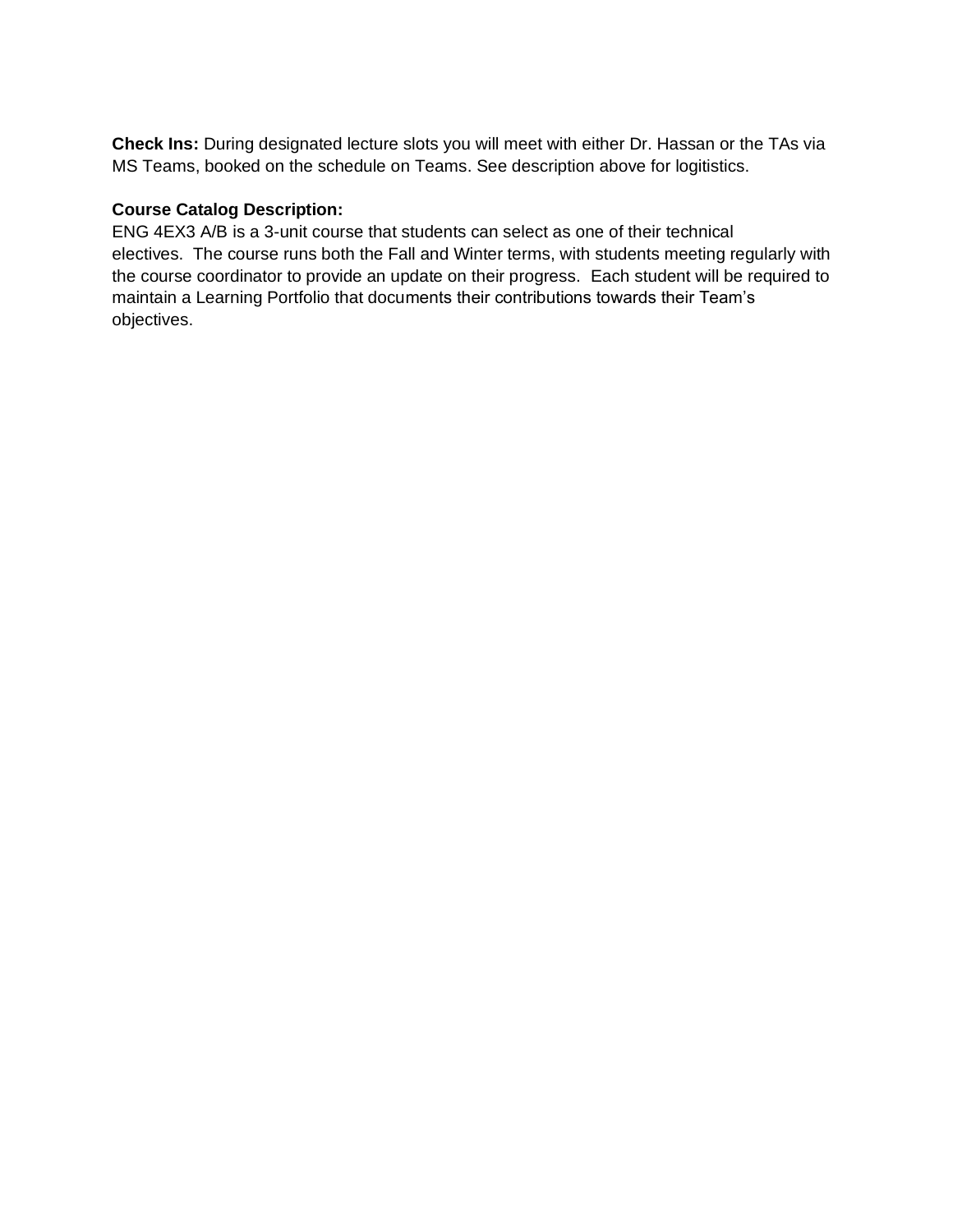**Check Ins:** During designated lecture slots you will meet with either Dr. Hassan or the TAs via MS Teams, booked on the schedule on Teams. See description above for logitistics.

**Course Catalog Description:**
ENG 4EX3 A/B is a 3-unit course that students can select as one of their technical electives. The course runs both the Fall and Winter terms, with students meeting regularly with the course coordinator to provide an update on their progress. Each student will be required to maintain a Learning Portfolio that documents their contributions towards their Team's objectives.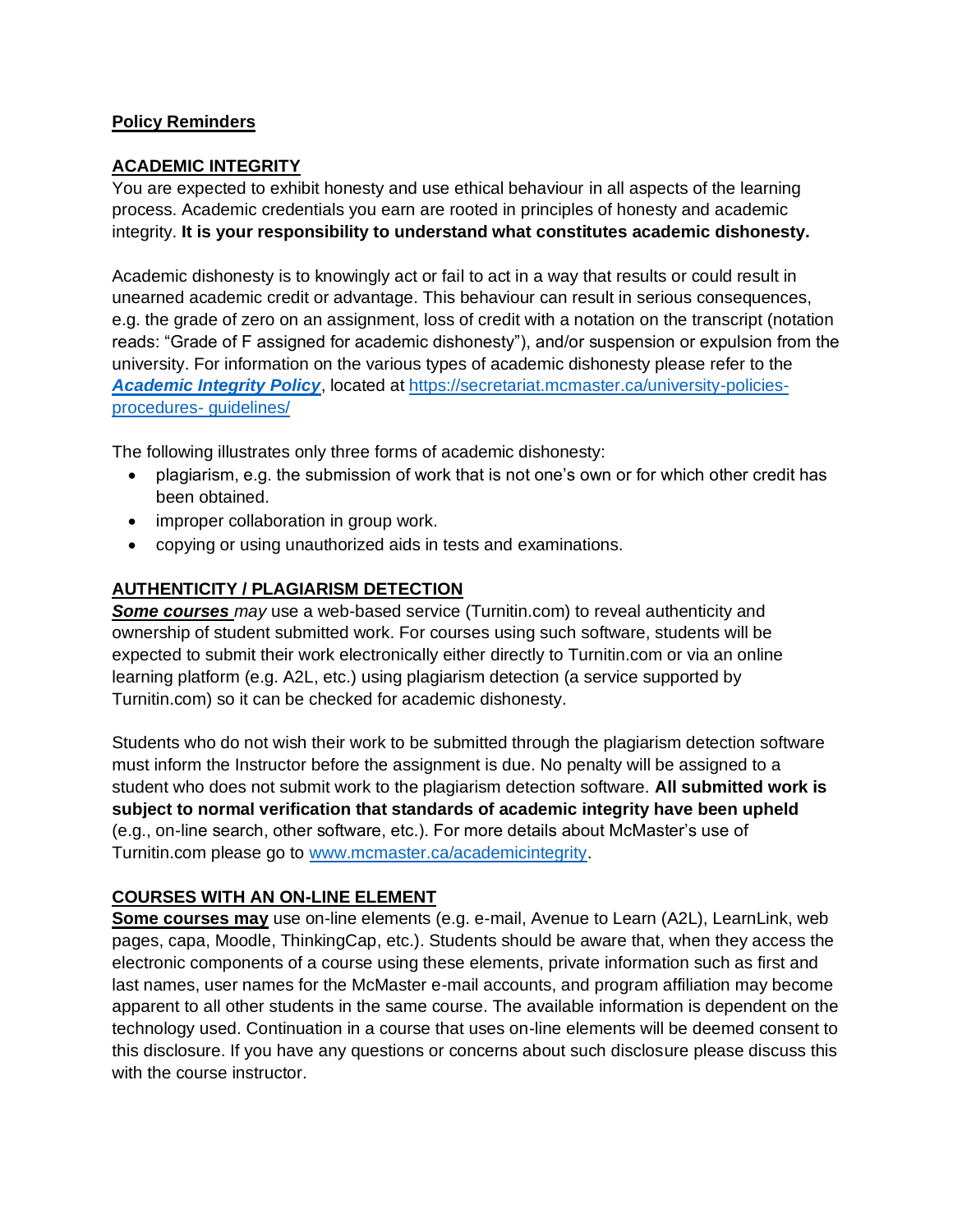**Policy Reminders**

**ACADEMIC INTEGRITY**

You are expected to exhibit honesty and use ethical behaviour in all aspects of the learning process. Academic credentials you earn are rooted in principles of honesty and academic integrity. **It is your responsibility to understand what constitutes academic dishonesty.**

Academic dishonesty is to knowingly act or fail to act in a way that results or could result in unearned academic credit or advantage. This behaviour can result in serious consequences, e.g. the grade of zero on an assignment, loss of credit with a notation on the transcript (notation reads: "Grade of F assigned for academic dishonesty"), and/or suspension or expulsion from the university. For information on the various types of academic dishonesty please refer to the [***Academic Integrity Policy***](https://secretariat.mcmaster.ca/university-policies-procedures-guidelines/), located at [https://secretariat.mcmaster.ca/university-policies-procedures- guidelines/](https://secretariat.mcmaster.ca/university-policies-procedures-guidelines/)

The following illustrates only three forms of academic dishonesty:

- plagiarism, e.g. the submission of work that is not one's own or for which other credit has been obtained.
- improper collaboration in group work.
- copying or using unauthorized aids in tests and examinations.

**AUTHENTICITY / PLAGIARISM DETECTION**

***Some courses*** *may* use a web-based service (Turnitin.com) to reveal authenticity and ownership of student submitted work. For courses using such software, students will be expected to submit their work electronically either directly to Turnitin.com or via an online learning platform (e.g. A2L, etc.) using plagiarism detection (a service supported by Turnitin.com) so it can be checked for academic dishonesty.

Students who do not wish their work to be submitted through the plagiarism detection software must inform the Instructor before the assignment is due. No penalty will be assigned to a student who does not submit work to the plagiarism detection software. **All submitted work is subject to normal verification that standards of academic integrity have been upheld** (e.g., on-line search, other software, etc.). For more details about McMaster's use of Turnitin.com please go to [www.mcmaster.ca/academicintegrity](http://www.mcmaster.ca/academicintegrity).

**COURSES WITH AN ON-LINE ELEMENT**

**Some courses may** use on-line elements (e.g. e-mail, Avenue to Learn (A2L), LearnLink, web pages, capa, Moodle, ThinkingCap, etc.). Students should be aware that, when they access the electronic components of a course using these elements, private information such as first and last names, user names for the McMaster e-mail accounts, and program affiliation may become apparent to all other students in the same course. The available information is dependent on the technology used. Continuation in a course that uses on-line elements will be deemed consent to this disclosure. If you have any questions or concerns about such disclosure please discuss this with the course instructor.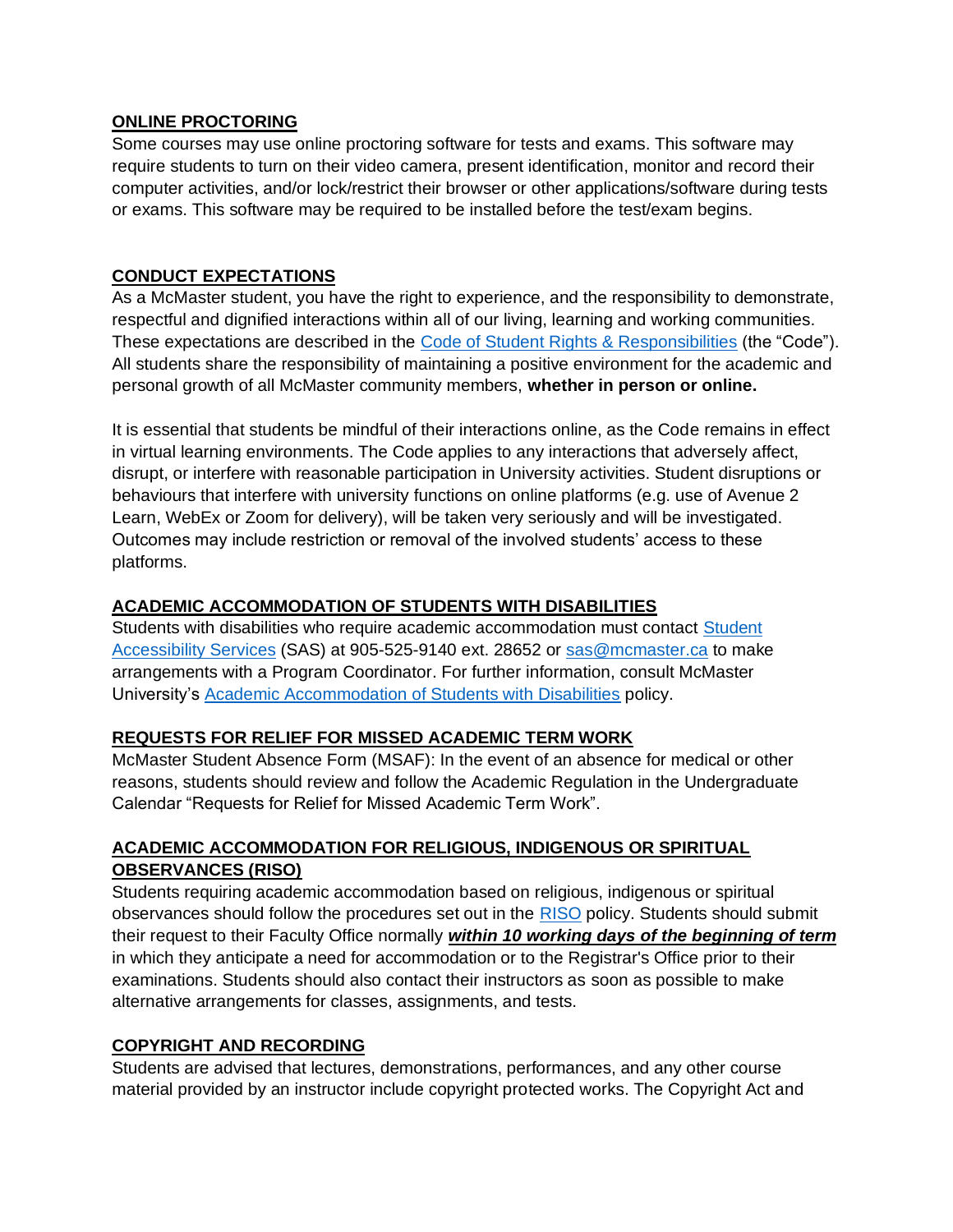## ONLINE PROCTORING

Some courses may use online proctoring software for tests and exams. This software may require students to turn on their video camera, present identification, monitor and record their computer activities, and/or lock/restrict their browser or other applications/software during tests or exams. This software may be required to be installed before the test/exam begins.

## CONDUCT EXPECTATIONS

As a McMaster student, you have the right to experience, and the responsibility to demonstrate, respectful and dignified interactions within all of our living, learning and working communities. These expectations are described in the Code of Student Rights & Responsibilities (the "Code"). All students share the responsibility of maintaining a positive environment for the academic and personal growth of all McMaster community members, **whether in person or online.**

It is essential that students be mindful of their interactions online, as the Code remains in effect in virtual learning environments. The Code applies to any interactions that adversely affect, disrupt, or interfere with reasonable participation in University activities. Student disruptions or behaviours that interfere with university functions on online platforms (e.g. use of Avenue 2 Learn, WebEx or Zoom for delivery), will be taken very seriously and will be investigated. Outcomes may include restriction or removal of the involved students' access to these platforms.

## ACADEMIC ACCOMMODATION OF STUDENTS WITH DISABILITIES

Students with disabilities who require academic accommodation must contact Student Accessibility Services (SAS) at 905-525-9140 ext. 28652 or sas@mcmaster.ca to make arrangements with a Program Coordinator. For further information, consult McMaster University's Academic Accommodation of Students with Disabilities policy.

## REQUESTS FOR RELIEF FOR MISSED ACADEMIC TERM WORK

McMaster Student Absence Form (MSAF): In the event of an absence for medical or other reasons, students should review and follow the Academic Regulation in the Undergraduate Calendar "Requests for Relief for Missed Academic Term Work".

## ACADEMIC ACCOMMODATION FOR RELIGIOUS, INDIGENOUS OR SPIRITUAL OBSERVANCES (RISO)

Students requiring academic accommodation based on religious, indigenous or spiritual observances should follow the procedures set out in the RISO policy. Students should submit their request to their Faculty Office normally ***within 10 working days of the beginning of term*** in which they anticipate a need for accommodation or to the Registrar's Office prior to their examinations. Students should also contact their instructors as soon as possible to make alternative arrangements for classes, assignments, and tests.

## COPYRIGHT AND RECORDING

Students are advised that lectures, demonstrations, performances, and any other course material provided by an instructor include copyright protected works. The Copyright Act and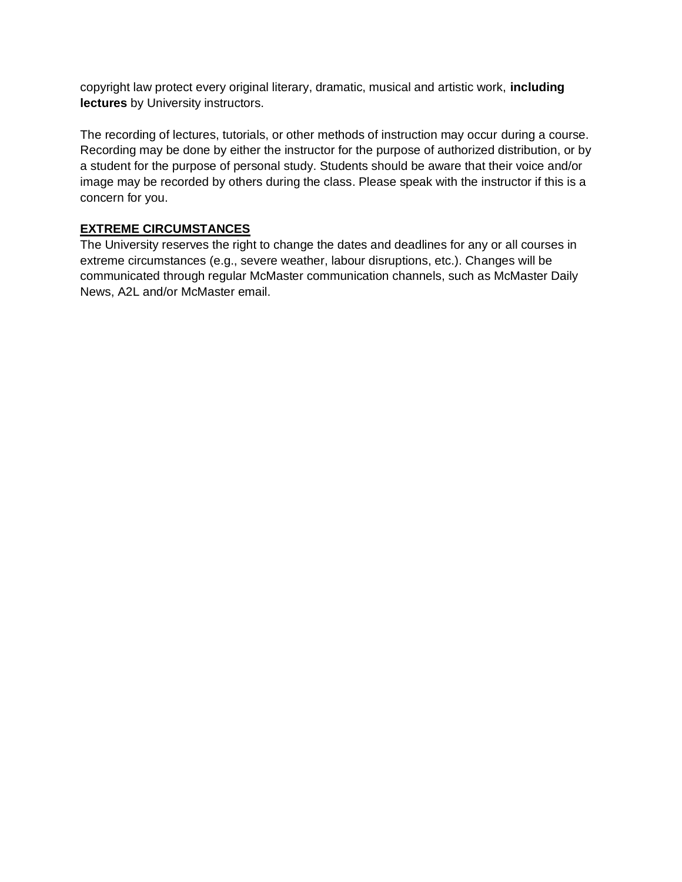copyright law protect every original literary, dramatic, musical and artistic work, **including lectures** by University instructors.

The recording of lectures, tutorials, or other methods of instruction may occur during a course. Recording may be done by either the instructor for the purpose of authorized distribution, or by a student for the purpose of personal study. Students should be aware that their voice and/or image may be recorded by others during the class. Please speak with the instructor if this is a concern for you.

**EXTREME CIRCUMSTANCES**

The University reserves the right to change the dates and deadlines for any or all courses in extreme circumstances (e.g., severe weather, labour disruptions, etc.). Changes will be communicated through regular McMaster communication channels, such as McMaster Daily News, A2L and/or McMaster email.